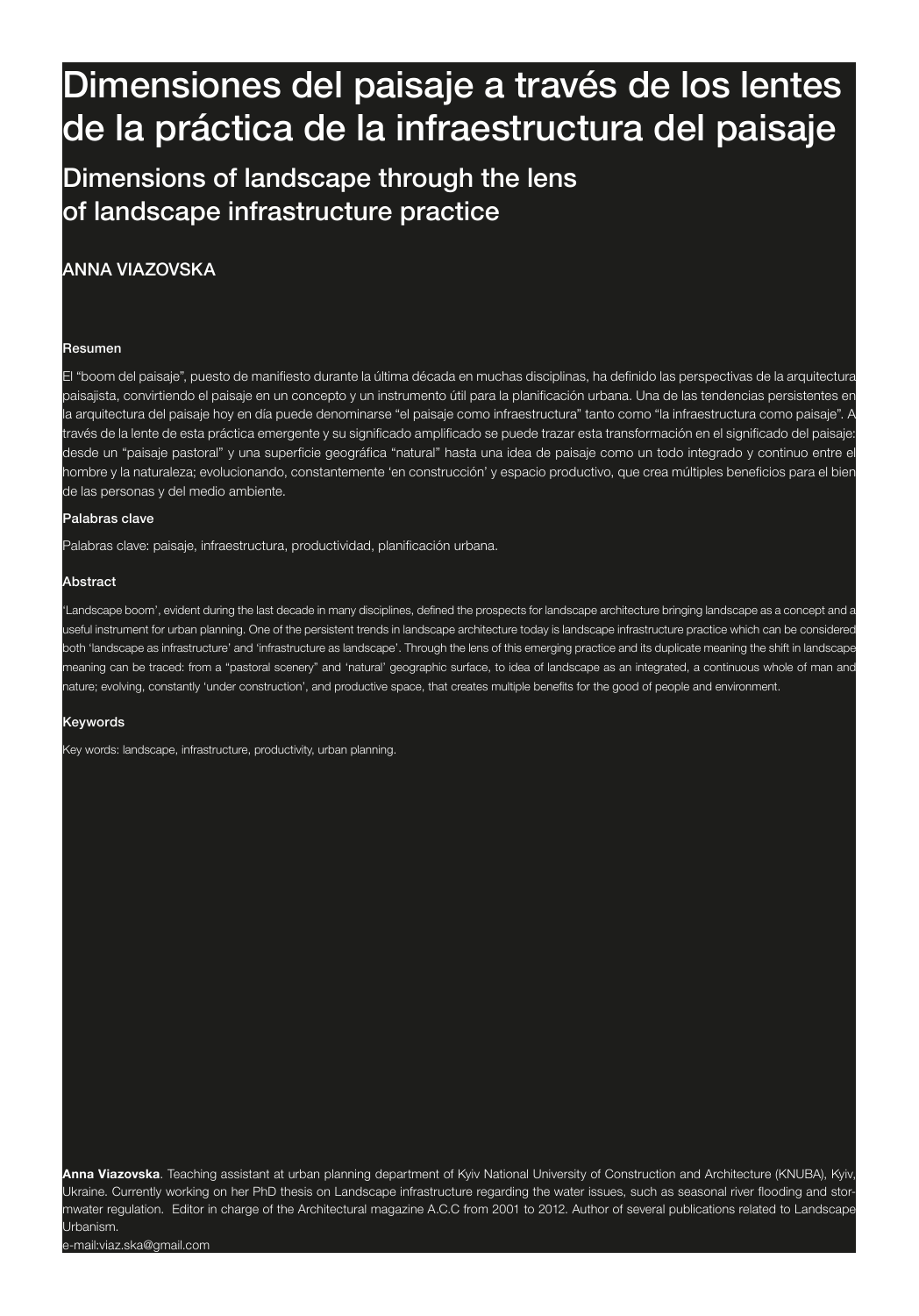# Dimensiones del paisaje a través de los lentes de la práctica de la infraestructura del paisaje

## Dimensions of landscape through the lens of landscape infrastructure practice

### ANNA VIAZOVSKA

#### Resumen

El "boom del paisaje", puesto de manifiesto durante la última década en muchas disciplinas, ha definido las perspectivas de la arquitectura paisajista, convirtiendo el paisaje en un concepto y un instrumento útil para la planificación urbana. Una de las tendencias persistentes en la arquitectura del paisaje hoy en día puede denominarse "el paisaje como infraestructura" tanto como "la infraestructura como paisaje". A través de la lente de esta práctica emergente y su significado amplificado se puede trazar esta transformación en el significado del paisaje: desde un "paisaje pastoral" y una superficie geográfica "natural" hasta una idea de paisaje como un todo integrado y continuo entre el hombre y la naturaleza; evolucionando, constantemente 'en construcción' y espacio productivo, que crea múltiples beneficios para el bien de las personas y del medio ambiente.

#### Palabras clave

Palabras clave: paisaje, infraestructura, productividad, planificación urbana.

#### Abstract

'Landscape boom', evident during the last decade in many disciplines, defined the prospects for landscape architecture bringing landscape as a concept and a useful instrument for urban planning. One of the persistent trends in landscape architecture today is landscape infrastructure practice which can be considered both 'landscape as infrastructure' and 'infrastructure as landscape'. Through the lens of this emerging practice and its duplicate meaning the shift in landscape meaning can be traced: from a "pastoral scenery" and 'natural' geographic surface, to idea of landscape as an integrated, a continuous whole of man and nature; evolving, constantly 'under construction', and productive space, that creates multiple benefits for the good of people and environment.

#### Keywords

Key words: landscape, infrastructure, productivity, urban planning.

**Anna Viazovska**. Teaching assistant at urban planning department of Kyiv National University of Construction and Architecture (KNUBA), Kyiv, Ukraine. Currently working on her PhD thesis on Landscape infrastructure regarding the water issues, such as seasonal river flooding and stormwater regulation. Editor in charge of the Architectural magazine A.C.C from 2001 to 2012. Author of several publications related to Landscape Urbanism.
e-mail:viaz.ska@gmail.com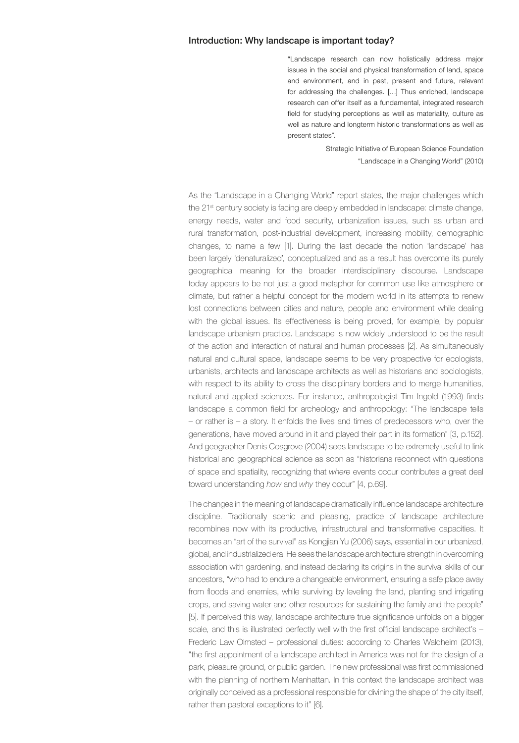## Introduction: Why landscape is important today?

> "Landscape research can now holistically address major issues in the social and physical transformation of land, space and environment, and in past, present and future, relevant for addressing the challenges. […] Thus enriched, landscape research can offer itself as a fundamental, integrated research field for studying perceptions as well as materiality, culture as well as nature and longterm historic transformations as well as present states".
>
> Strategic Initiative of European Science Foundation
> "Landscape in a Changing World" (2010)

As the "Landscape in a Changing World" report states, the major challenges which the 21st century society is facing are deeply embedded in landscape: climate change, energy needs, water and food security, urbanization issues, such as urban and rural transformation, post-industrial development, increasing mobility, demographic changes, to name a few [1]. During the last decade the notion 'landscape' has been largely 'denaturalized', conceptualized and as a result has overcome its purely geographical meaning for the broader interdisciplinary discourse. Landscape today appears to be not just a good metaphor for common use like atmosphere or climate, but rather a helpful concept for the modern world in its attempts to renew lost connections between cities and nature, people and environment while dealing with the global issues. Its effectiveness is being proved, for example, by popular landscape urbanism practice. Landscape is now widely understood to be the result of the action and interaction of natural and human processes [2]. As simultaneously natural and cultural space, landscape seems to be very prospective for ecologists, urbanists, architects and landscape architects as well as historians and sociologists, with respect to its ability to cross the disciplinary borders and to merge humanities, natural and applied sciences. For instance, anthropologist Tim Ingold (1993) finds landscape a common field for archeology and anthropology: "The landscape tells – or rather is – a story. It enfolds the lives and times of predecessors who, over the generations, have moved around in it and played their part in its formation" [3, p.152]. And geographer Denis Cosgrove (2004) sees landscape to be extremely useful to link historical and geographical science as soon as "historians reconnect with questions of space and spatiality, recognizing that *where* events occur contributes a great deal toward understanding *how* and *why* they occur" [4, p.69].

The changes in the meaning of landscape dramatically influence landscape architecture discipline. Traditionally scenic and pleasing, practice of landscape architecture recombines now with its productive, infrastructural and transformative capacities. It becomes an "art of the survival" as Kongjian Yu (2006) says, essential in our urbanized, global, and industrialized era. He sees the landscape architecture strength in overcoming association with gardening, and instead declaring its origins in the survival skills of our ancestors, "who had to endure a changeable environment, ensuring a safe place away from floods and enemies, while surviving by leveling the land, planting and irrigating crops, and saving water and other resources for sustaining the family and the people" [5]. If perceived this way, landscape architecture true significance unfolds on a bigger scale, and this is illustrated perfectly well with the first official landscape architect's – Frederic Law Olmsted – professional duties: according to Charles Waldheim (2013), "the first appointment of a landscape architect in America was not for the design of a park, pleasure ground, or public garden. The new professional was first commissioned with the planning of northern Manhattan. In this context the landscape architect was originally conceived as a professional responsible for divining the shape of the city itself, rather than pastoral exceptions to it" [6].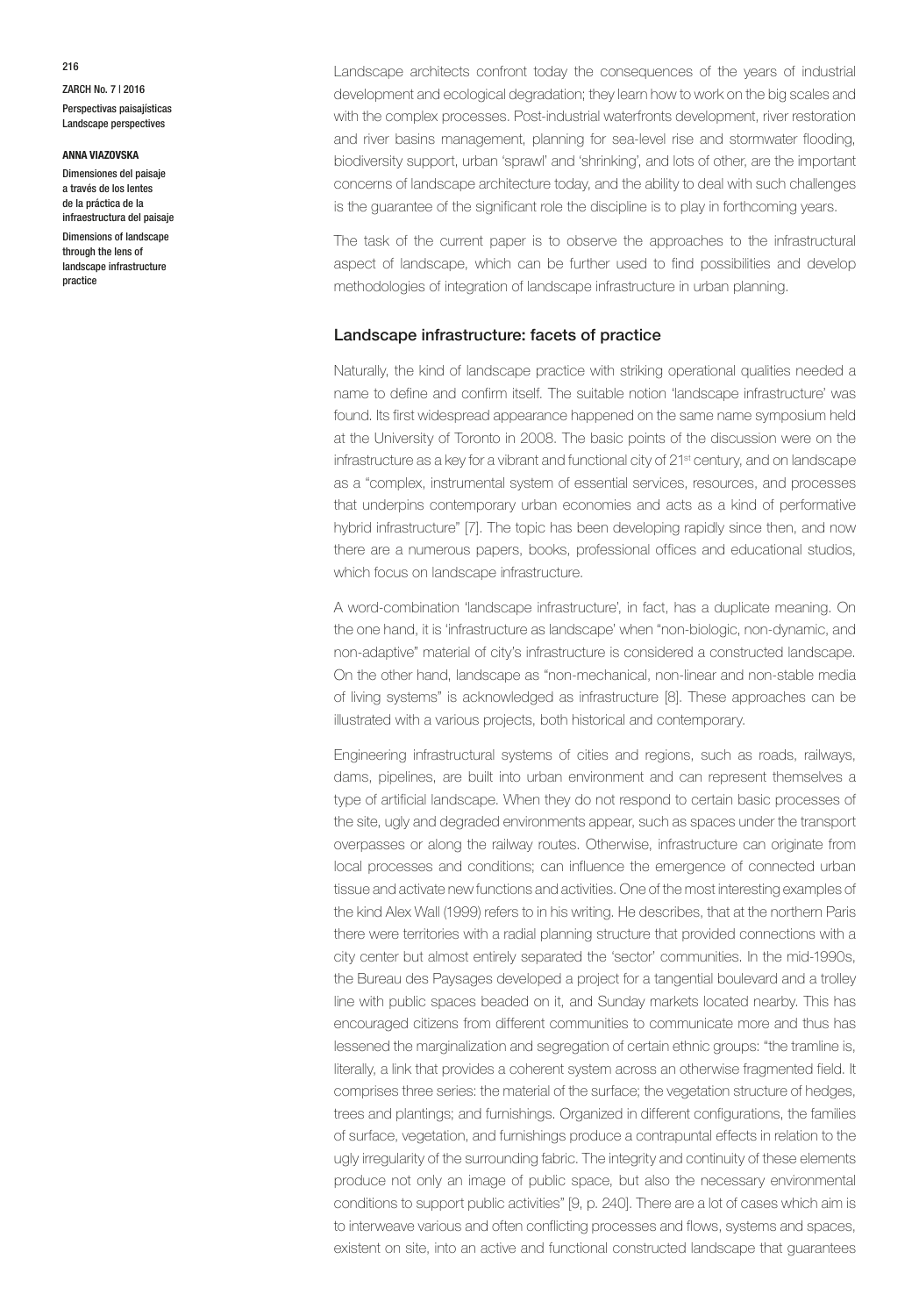Landscape architects confront today the consequences of the years of industrial development and ecological degradation; they learn how to work on the big scales and with the complex processes. Post-industrial waterfronts development, river restoration and river basins management, planning for sea-level rise and stormwater flooding, biodiversity support, urban 'sprawl' and 'shrinking', and lots of other, are the important concerns of landscape architecture today, and the ability to deal with such challenges is the guarantee of the significant role the discipline is to play in forthcoming years.

The task of the current paper is to observe the approaches to the infrastructural aspect of landscape, which can be further used to find possibilities and develop methodologies of integration of landscape infrastructure in urban planning.

## Landscape infrastructure: facets of practice

Naturally, the kind of landscape practice with striking operational qualities needed a name to define and confirm itself. The suitable notion 'landscape infrastructure' was found. Its first widespread appearance happened on the same name symposium held at the University of Toronto in 2008. The basic points of the discussion were on the infrastructure as a key for a vibrant and functional city of 21st century, and on landscape as a "complex, instrumental system of essential services, resources, and processes that underpins contemporary urban economies and acts as a kind of performative hybrid infrastructure" [7]. The topic has been developing rapidly since then, and now there are a numerous papers, books, professional offices and educational studios, which focus on landscape infrastructure.

A word-combination 'landscape infrastructure', in fact, has a duplicate meaning. On the one hand, it is 'infrastructure as landscape' when "non-biologic, non-dynamic, and non-adaptive" material of city's infrastructure is considered a constructed landscape. On the other hand, landscape as "non-mechanical, non-linear and non-stable media of living systems" is acknowledged as infrastructure [8]. These approaches can be illustrated with a various projects, both historical and contemporary.

Engineering infrastructural systems of cities and regions, such as roads, railways, dams, pipelines, are built into urban environment and can represent themselves a type of artificial landscape. When they do not respond to certain basic processes of the site, ugly and degraded environments appear, such as spaces under the transport overpasses or along the railway routes. Otherwise, infrastructure can originate from local processes and conditions; can influence the emergence of connected urban tissue and activate new functions and activities. One of the most interesting examples of the kind Alex Wall (1999) refers to in his writing. He describes, that at the northern Paris there were territories with a radial planning structure that provided connections with a city center but almost entirely separated the 'sector' communities. In the mid-1990s, the Bureau des Paysages developed a project for a tangential boulevard and a trolley line with public spaces beaded on it, and Sunday markets located nearby. This has encouraged citizens from different communities to communicate more and thus has lessened the marginalization and segregation of certain ethnic groups: "the tramline is, literally, a link that provides a coherent system across an otherwise fragmented field. It comprises three series: the material of the surface; the vegetation structure of hedges, trees and plantings; and furnishings. Organized in different configurations, the families of surface, vegetation, and furnishings produce a contrapuntal effects in relation to the ugly irregularity of the surrounding fabric. The integrity and continuity of these elements produce not only an image of public space, but also the necessary environmental conditions to support public activities" [9, p. 240]. There are a lot of cases which aim is to interweave various and often conflicting processes and flows, systems and spaces, existent on site, into an active and functional constructed landscape that guarantees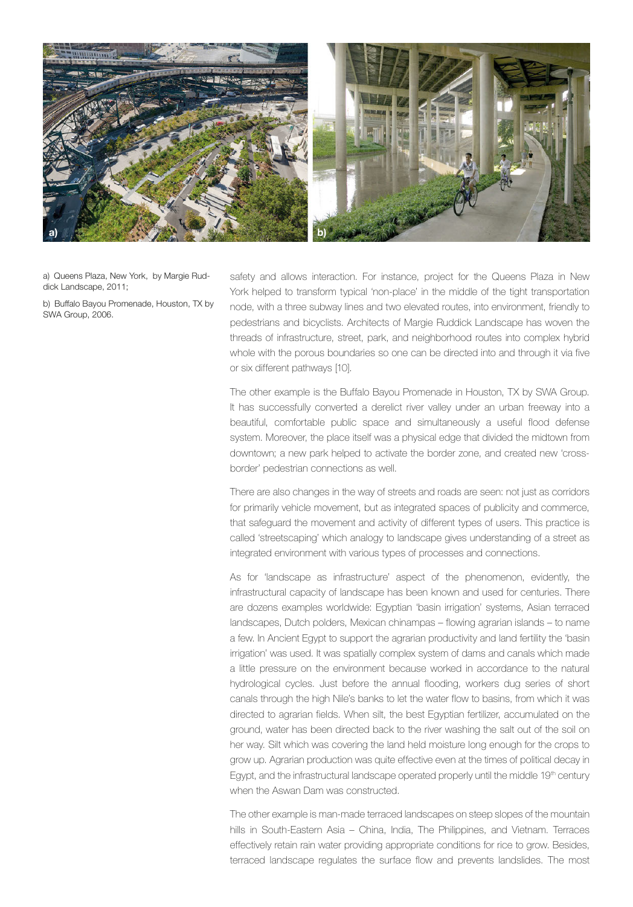a) Queens Plaza, New York, by Margie Ruddick Landscape, 2011;

b) Buffalo Bayou Promenade, Houston, TX by SWA Group, 2006.

safety and allows interaction. For instance, project for the Queens Plaza in New York helped to transform typical 'non-place' in the middle of the tight transportation node, with a three subway lines and two elevated routes, into environment, friendly to pedestrians and bicyclists. Architects of Margie Ruddick Landscape has woven the threads of infrastructure, street, park, and neighborhood routes into complex hybrid whole with the porous boundaries so one can be directed into and through it via five or six different pathways [10].

The other example is the Buffalo Bayou Promenade in Houston, TX by SWA Group. It has successfully converted a derelict river valley under an urban freeway into a beautiful, comfortable public space and simultaneously a useful flood defense system. Moreover, the place itself was a physical edge that divided the midtown from downtown; a new park helped to activate the border zone, and created new 'cross-border' pedestrian connections as well.

There are also changes in the way of streets and roads are seen: not just as corridors for primarily vehicle movement, but as integrated spaces of publicity and commerce, that safeguard the movement and activity of different types of users. This practice is called 'streetscaping' which analogy to landscape gives understanding of a street as integrated environment with various types of processes and connections.

As for 'landscape as infrastructure' aspect of the phenomenon, evidently, the infrastructural capacity of landscape has been known and used for centuries. There are dozens examples worldwide: Egyptian 'basin irrigation' systems, Asian terraced landscapes, Dutch polders, Mexican chinampas – flowing agrarian islands – to name a few. In Ancient Egypt to support the agrarian productivity and land fertility the 'basin irrigation' was used. It was spatially complex system of dams and canals which made a little pressure on the environment because worked in accordance to the natural hydrological cycles. Just before the annual flooding, workers dug series of short canals through the high Nile's banks to let the water flow to basins, from which it was directed to agrarian fields. When silt, the best Egyptian fertilizer, accumulated on the ground, water has been directed back to the river washing the salt out of the soil on her way. Silt which was covering the land held moisture long enough for the crops to grow up. Agrarian production was quite effective even at the times of political decay in Egypt, and the infrastructural landscape operated properly until the middle 19th century when the Aswan Dam was constructed.

The other example is man-made terraced landscapes on steep slopes of the mountain hills in South-Eastern Asia – China, India, The Philippines, and Vietnam. Terraces effectively retain rain water providing appropriate conditions for rice to grow. Besides, terraced landscape regulates the surface flow and prevents landslides. The most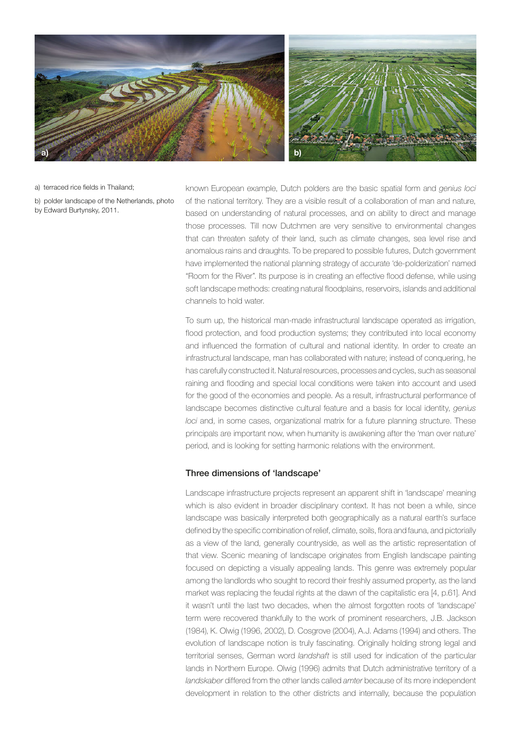a) terraced rice fields in Thailand;

b) polder landscape of the Netherlands, photo by Edward Burtynsky, 2011.

known European example, Dutch polders are the basic spatial form and *genius loci* of the national territory. They are a visible result of a collaboration of man and nature, based on understanding of natural processes, and on ability to direct and manage those processes. Till now Dutchmen are very sensitive to environmental changes that can threaten safety of their land, such as climate changes, sea level rise and anomalous rains and draughts. To be prepared to possible futures, Dutch government have implemented the national planning strategy of accurate 'de-polderization' named "Room for the River". Its purpose is in creating an effective flood defense, while using soft landscape methods: creating natural floodplains, reservoirs, islands and additional channels to hold water.

To sum up, the historical man-made infrastructural landscape operated as irrigation, flood protection, and food production systems; they contributed into local economy and influenced the formation of cultural and national identity. In order to create an infrastructural landscape, man has collaborated with nature; instead of conquering, he has carefully constructed it. Natural resources, processes and cycles, such as seasonal raining and flooding and special local conditions were taken into account and used for the good of the economies and people. As a result, infrastructural performance of landscape becomes distinctive cultural feature and a basis for local identity, *genius loci* and, in some cases, organizational matrix for a future planning structure. These principals are important now, when humanity is awakening after the 'man over nature' period, and is looking for setting harmonic relations with the environment.

### Three dimensions of 'landscape'

Landscape infrastructure projects represent an apparent shift in 'landscape' meaning which is also evident in broader disciplinary context. It has not been a while, since landscape was basically interpreted both geographically as a natural earth's surface defined by the specific combination of relief, climate, soils, flora and fauna, and pictorially as a view of the land, generally countryside, as well as the artistic representation of that view. Scenic meaning of landscape originates from English landscape painting focused on depicting a visually appealing lands. This genre was extremely popular among the landlords who sought to record their freshly assumed property, as the land market was replacing the feudal rights at the dawn of the capitalistic era [4, p.61]. And it wasn't until the last two decades, when the almost forgotten roots of 'landscape' term were recovered thankfully to the work of prominent researchers, J.B. Jackson (1984), K. Olwig (1996, 2002), D. Cosgrove (2004), A.J. Adams (1994) and others. The evolution of landscape notion is truly fascinating. Originally holding strong legal and territorial senses, German word *landshaft* is still used for indication of the particular lands in Northern Europe. Olwig (1996) admits that Dutch administrative territory of a *landskaber* differed from the other lands called *amter* because of its more independent development in relation to the other districts and internally, because the population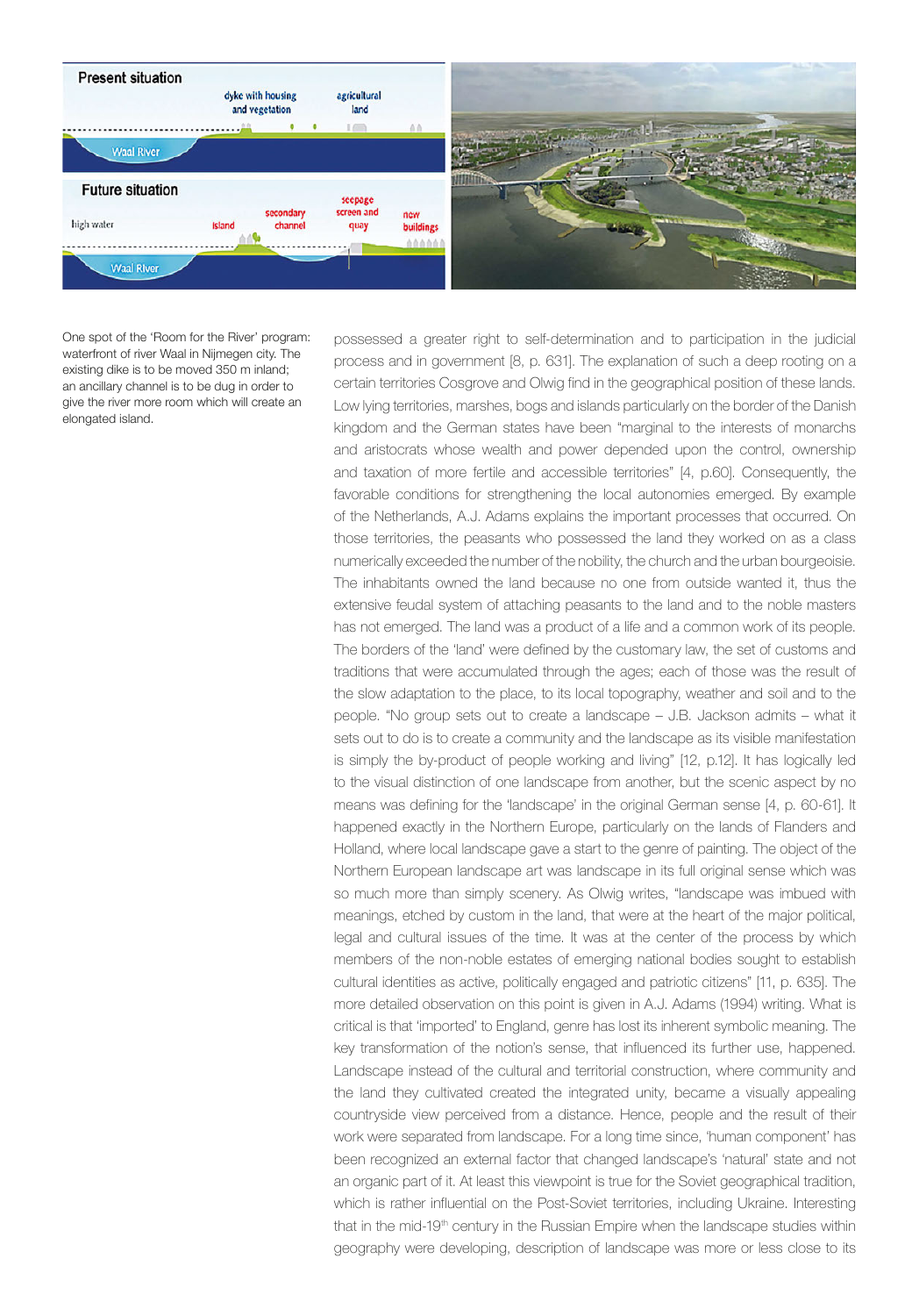One spot of the 'Room for the River' program: waterfront of river Waal in Nijmegen city. The existing dike is to be moved 350 m inland; an ancillary channel is to be dug in order to give the river more room which will create an elongated island.

possessed a greater right to self-determination and to participation in the judicial process and in government [8, p. 631]. The explanation of such a deep rooting on a certain territories Cosgrove and Olwig find in the geographical position of these lands. Low lying territories, marshes, bogs and islands particularly on the border of the Danish kingdom and the German states have been "marginal to the interests of monarchs and aristocrats whose wealth and power depended upon the control, ownership and taxation of more fertile and accessible territories" [4, p.60]. Consequently, the favorable conditions for strengthening the local autonomies emerged. By example of the Netherlands, A.J. Adams explains the important processes that occurred. On those territories, the peasants who possessed the land they worked on as a class numerically exceeded the number of the nobility, the church and the urban bourgeoisie. The inhabitants owned the land because no one from outside wanted it, thus the extensive feudal system of attaching peasants to the land and to the noble masters has not emerged. The land was a product of a life and a common work of its people. The borders of the 'land' were defined by the customary law, the set of customs and traditions that were accumulated through the ages; each of those was the result of the slow adaptation to the place, to its local topography, weather and soil and to the people. "No group sets out to create a landscape – J.B. Jackson admits – what it sets out to do is to create a community and the landscape as its visible manifestation is simply the by-product of people working and living" [12, p.12]. It has logically led to the visual distinction of one landscape from another, but the scenic aspect by no means was defining for the 'landscape' in the original German sense [4, p. 60-61]. It happened exactly in the Northern Europe, particularly on the lands of Flanders and Holland, where local landscape gave a start to the genre of painting. The object of the Northern European landscape art was landscape in its full original sense which was so much more than simply scenery. As Olwig writes, "landscape was imbued with meanings, etched by custom in the land, that were at the heart of the major political, legal and cultural issues of the time. It was at the center of the process by which members of the non-noble estates of emerging national bodies sought to establish cultural identities as active, politically engaged and patriotic citizens" [11, p. 635]. The more detailed observation on this point is given in A.J. Adams (1994) writing. What is critical is that 'imported' to England, genre has lost its inherent symbolic meaning. The key transformation of the notion's sense, that influenced its further use, happened. Landscape instead of the cultural and territorial construction, where community and the land they cultivated created the integrated unity, became a visually appealing countryside view perceived from a distance. Hence, people and the result of their work were separated from landscape. For a long time since, 'human component' has been recognized an external factor that changed landscape's 'natural' state and not an organic part of it. At least this viewpoint is true for the Soviet geographical tradition, which is rather influential on the Post-Soviet territories, including Ukraine. Interesting that in the mid-19th century in the Russian Empire when the landscape studies within geography were developing, description of landscape was more or less close to its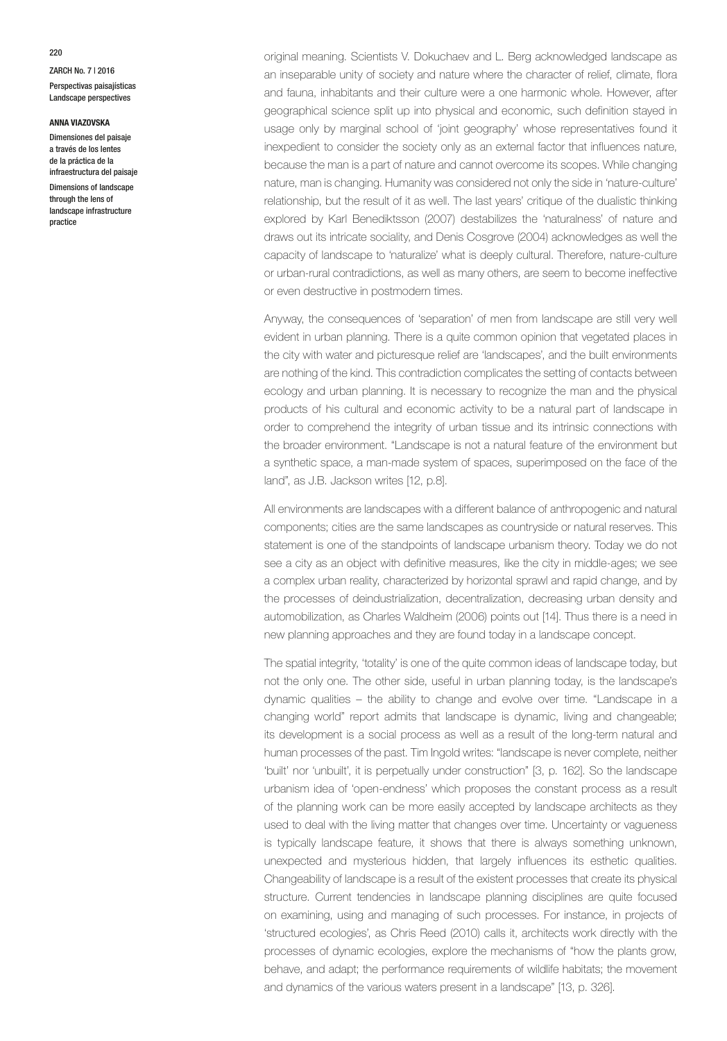original meaning. Scientists V. Dokuchaev and L. Berg acknowledged landscape as an inseparable unity of society and nature where the character of relief, climate, flora and fauna, inhabitants and their culture were a one harmonic whole. However, after geographical science split up into physical and economic, such definition stayed in usage only by marginal school of 'joint geography' whose representatives found it inexpedient to consider the society only as an external factor that influences nature, because the man is a part of nature and cannot overcome its scopes. While changing nature, man is changing. Humanity was considered not only the side in 'nature-culture' relationship, but the result of it as well. The last years' critique of the dualistic thinking explored by Karl Benediktsson (2007) destabilizes the 'naturalness' of nature and draws out its intricate sociality, and Denis Cosgrove (2004) acknowledges as well the capacity of landscape to 'naturalize' what is deeply cultural. Therefore, nature-culture or urban-rural contradictions, as well as many others, are seem to become ineffective or even destructive in postmodern times.

Anyway, the consequences of 'separation' of men from landscape are still very well evident in urban planning. There is a quite common opinion that vegetated places in the city with water and picturesque relief are 'landscapes', and the built environments are nothing of the kind. This contradiction complicates the setting of contacts between ecology and urban planning. It is necessary to recognize the man and the physical products of his cultural and economic activity to be a natural part of landscape in order to comprehend the integrity of urban tissue and its intrinsic connections with the broader environment. "Landscape is not a natural feature of the environment but a synthetic space, a man-made system of spaces, superimposed on the face of the land", as J.B. Jackson writes [12, p.8].

All environments are landscapes with a different balance of anthropogenic and natural components; cities are the same landscapes as countryside or natural reserves. This statement is one of the standpoints of landscape urbanism theory. Today we do not see a city as an object with definitive measures, like the city in middle-ages; we see a complex urban reality, characterized by horizontal sprawl and rapid change, and by the processes of deindustrialization, decentralization, decreasing urban density and automobilization, as Charles Waldheim (2006) points out [14]. Thus there is a need in new planning approaches and they are found today in a landscape concept.

The spatial integrity, 'totality' is one of the quite common ideas of landscape today, but not the only one. The other side, useful in urban planning today, is the landscape's dynamic qualities – the ability to change and evolve over time. "Landscape in a changing world" report admits that landscape is dynamic, living and changeable; its development is a social process as well as a result of the long-term natural and human processes of the past. Tim Ingold writes: "landscape is never complete, neither 'built' nor 'unbuilt', it is perpetually under construction" [3, p. 162]. So the landscape urbanism idea of 'open-endness' which proposes the constant process as a result of the planning work can be more easily accepted by landscape architects as they used to deal with the living matter that changes over time. Uncertainty or vagueness is typically landscape feature, it shows that there is always something unknown, unexpected and mysterious hidden, that largely influences its esthetic qualities. Changeability of landscape is a result of the existent processes that create its physical structure. Current tendencies in landscape planning disciplines are quite focused on examining, using and managing of such processes. For instance, in projects of 'structured ecologies', as Chris Reed (2010) calls it, architects work directly with the processes of dynamic ecologies, explore the mechanisms of "how the plants grow, behave, and adapt; the performance requirements of wildlife habitats; the movement and dynamics of the various waters present in a landscape" [13, p. 326].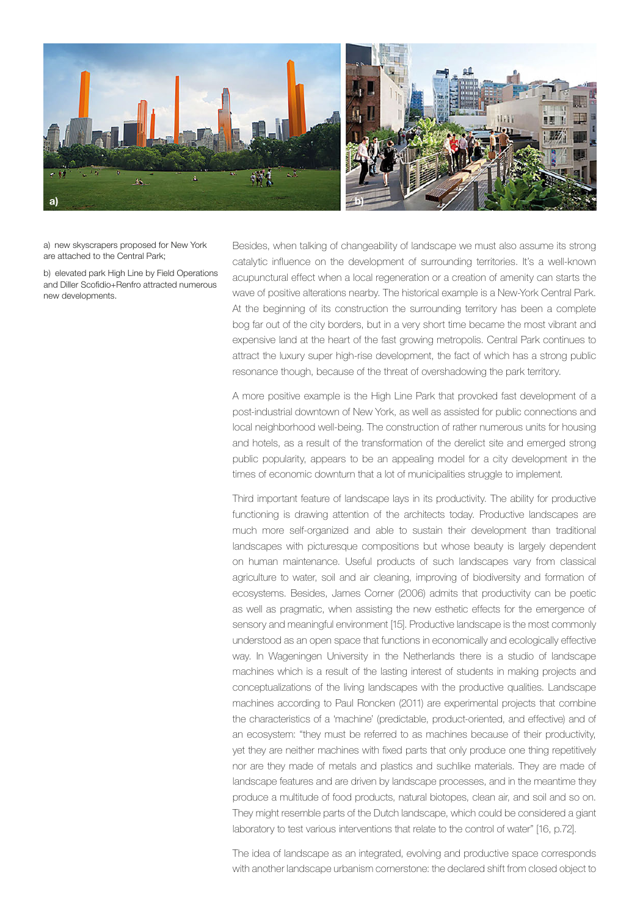a) new skyscrapers proposed for New York are attached to the Central Park;

b) elevated park High Line by Field Operations and Diller Scofidio+Renfro attracted numerous new developments.

Besides, when talking of changeability of landscape we must also assume its strong catalytic influence on the development of surrounding territories. It's a well-known acupunctural effect when a local regeneration or a creation of amenity can starts the wave of positive alterations nearby. The historical example is a New-York Central Park. At the beginning of its construction the surrounding territory has been a complete bog far out of the city borders, but in a very short time became the most vibrant and expensive land at the heart of the fast growing metropolis. Central Park continues to attract the luxury super high-rise development, the fact of which has a strong public resonance though, because of the threat of overshadowing the park territory.

A more positive example is the High Line Park that provoked fast development of a post-industrial downtown of New York, as well as assisted for public connections and local neighborhood well-being. The construction of rather numerous units for housing and hotels, as a result of the transformation of the derelict site and emerged strong public popularity, appears to be an appealing model for a city development in the times of economic downturn that a lot of municipalities struggle to implement.

Third important feature of landscape lays in its productivity. The ability for productive functioning is drawing attention of the architects today. Productive landscapes are much more self-organized and able to sustain their development than traditional landscapes with picturesque compositions but whose beauty is largely dependent on human maintenance. Useful products of such landscapes vary from classical agriculture to water, soil and air cleaning, improving of biodiversity and formation of ecosystems. Besides, James Corner (2006) admits that productivity can be poetic as well as pragmatic, when assisting the new esthetic effects for the emergence of sensory and meaningful environment [15]. Productive landscape is the most commonly understood as an open space that functions in economically and ecologically effective way. In Wageningen University in the Netherlands there is a studio of landscape machines which is a result of the lasting interest of students in making projects and conceptualizations of the living landscapes with the productive qualities. Landscape machines according to Paul Roncken (2011) are experimental projects that combine the characteristics of a 'machine' (predictable, product-oriented, and effective) and of an ecosystem: "they must be referred to as machines because of their productivity, yet they are neither machines with fixed parts that only produce one thing repetitively nor are they made of metals and plastics and suchlike materials. They are made of landscape features and are driven by landscape processes, and in the meantime they produce a multitude of food products, natural biotopes, clean air, and soil and so on. They might resemble parts of the Dutch landscape, which could be considered a giant laboratory to test various interventions that relate to the control of water" [16, p.72].

The idea of landscape as an integrated, evolving and productive space corresponds with another landscape urbanism cornerstone: the declared shift from closed object to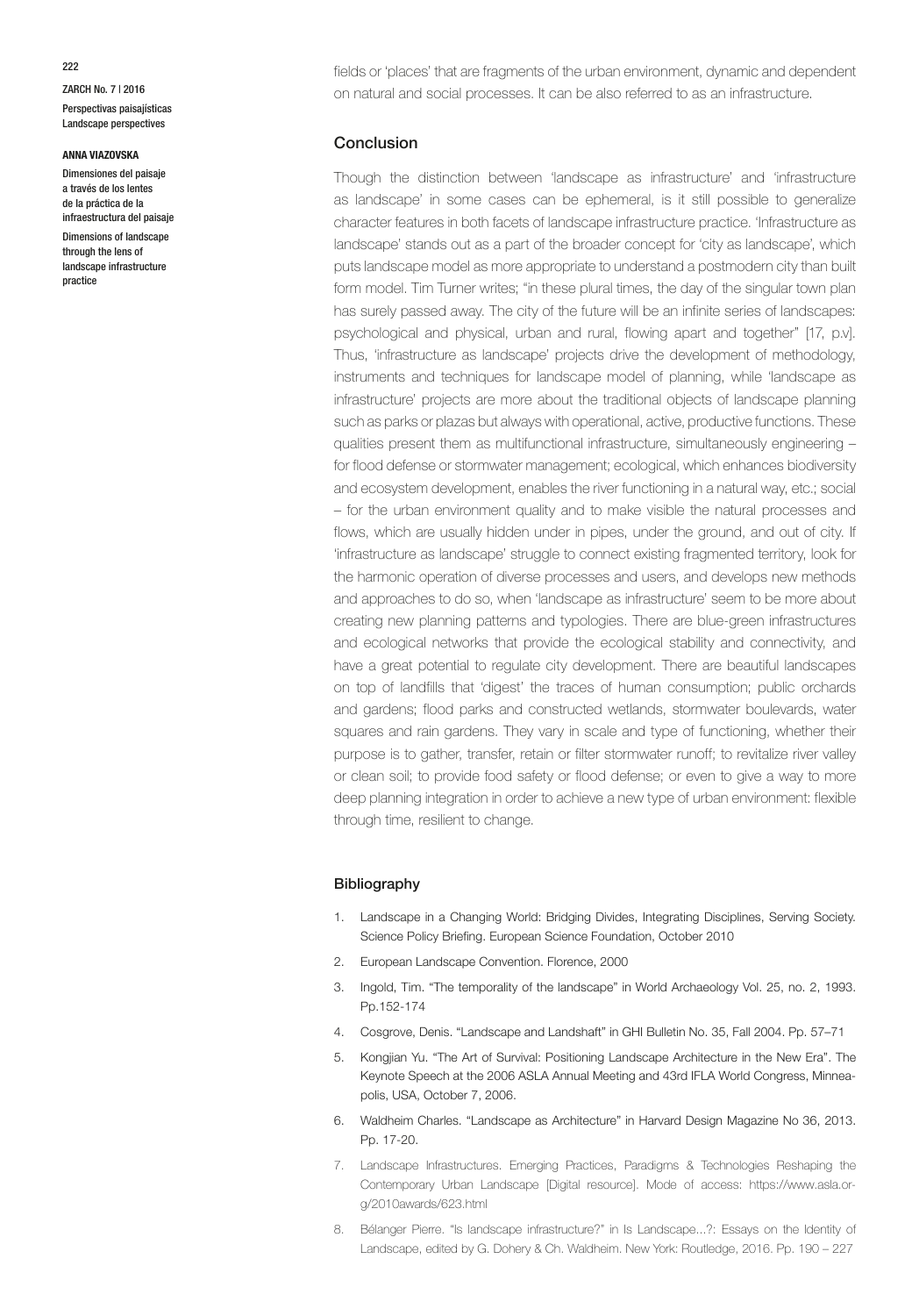fields or 'places' that are fragments of the urban environment, dynamic and dependent on natural and social processes. It can be also referred to as an infrastructure.

## Conclusion

Though the distinction between 'landscape as infrastructure' and 'infrastructure as landscape' in some cases can be ephemeral, is it still possible to generalize character features in both facets of landscape infrastructure practice. 'Infrastructure as landscape' stands out as a part of the broader concept for 'city as landscape', which puts landscape model as more appropriate to understand a postmodern city than built form model. Tim Turner writes; "in these plural times, the day of the singular town plan has surely passed away. The city of the future will be an infinite series of landscapes: psychological and physical, urban and rural, flowing apart and together" [17, p.v]. Thus, 'infrastructure as landscape' projects drive the development of methodology, instruments and techniques for landscape model of planning, while 'landscape as infrastructure' projects are more about the traditional objects of landscape planning such as parks or plazas but always with operational, active, productive functions. These qualities present them as multifunctional infrastructure, simultaneously engineering – for flood defense or stormwater management; ecological, which enhances biodiversity and ecosystem development, enables the river functioning in a natural way, etc.; social – for the urban environment quality and to make visible the natural processes and flows, which are usually hidden under in pipes, under the ground, and out of city. If 'infrastructure as landscape' struggle to connect existing fragmented territory, look for the harmonic operation of diverse processes and users, and develops new methods and approaches to do so, when 'landscape as infrastructure' seem to be more about creating new planning patterns and typologies. There are blue-green infrastructures and ecological networks that provide the ecological stability and connectivity, and have a great potential to regulate city development. There are beautiful landscapes on top of landfills that 'digest' the traces of human consumption; public orchards and gardens; flood parks and constructed wetlands, stormwater boulevards, water squares and rain gardens. They vary in scale and type of functioning, whether their purpose is to gather, transfer, retain or filter stormwater runoff; to revitalize river valley or clean soil; to provide food safety or flood defense; or even to give a way to more deep planning integration in order to achieve a new type of urban environment: flexible through time, resilient to change.

## Bibliography

1. Landscape in a Changing World: Bridging Divides, Integrating Disciplines, Serving Society. Science Policy Briefing. European Science Foundation, October 2010
2. European Landscape Convention. Florence, 2000
3. Ingold, Tim. "The temporality of the landscape" in World Archaeology Vol. 25, no. 2, 1993. Pp.152-174
4. Cosgrove, Denis. "Landscape and Landshaft" in GHI Bulletin No. 35, Fall 2004. Pp. 57–71
5. Kongjian Yu. "The Art of Survival: Positioning Landscape Architecture in the New Era". The Keynote Speech at the 2006 ASLA Annual Meeting and 43rd IFLA World Congress, Minneapolis, USA, October 7, 2006.
6. Waldheim Charles. "Landscape as Architecture" in Harvard Design Magazine No 36, 2013. Pp. 17-20.
7. Landscape Infrastructures. Emerging Practices, Paradigms & Technologies Reshaping the Contemporary Urban Landscape [Digital resource]. Mode of access: https://www.asla.org/2010awards/623.html
8. Bélanger Pierre. "Is landscape infrastructure?" in Is Landscape...?: Essays on the Identity of Landscape, edited by G. Dohery & Ch. Waldheim. New York: Routledge, 2016. Pp. 190 – 227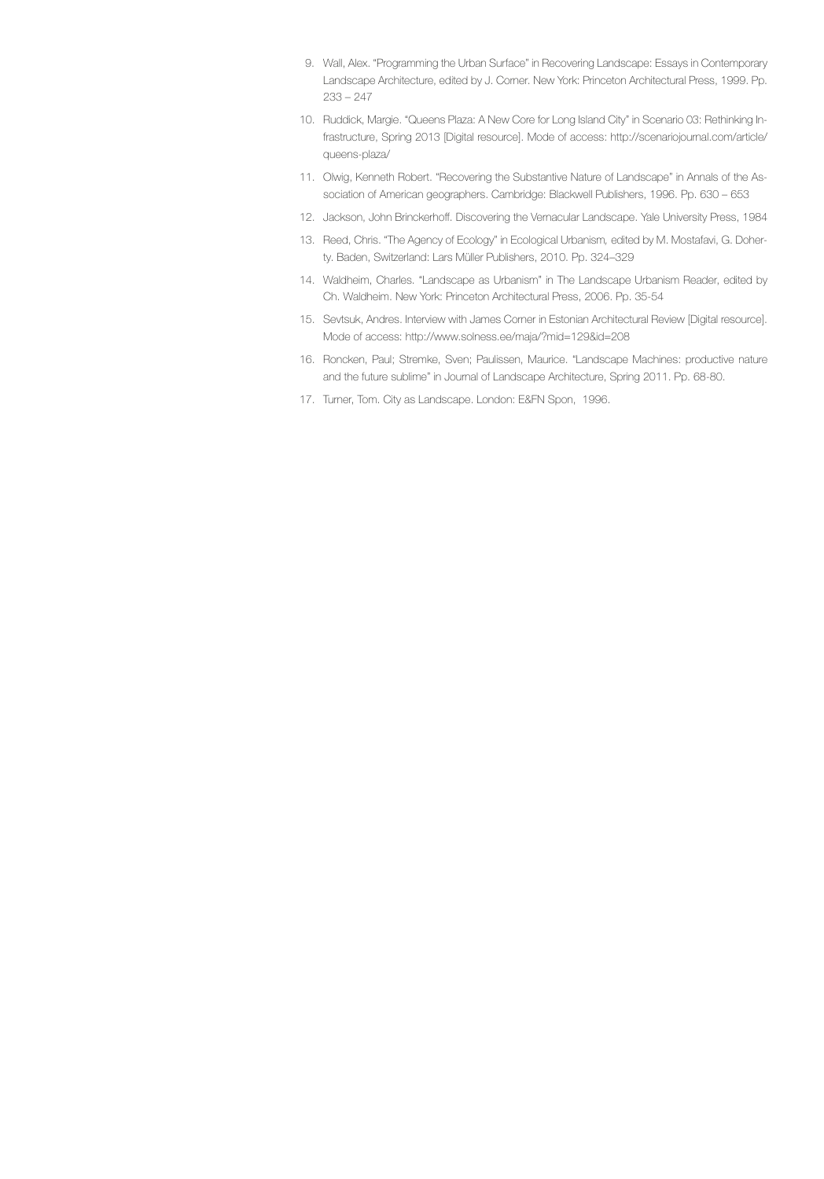9. Wall, Alex. "Programming the Urban Surface" in Recovering Landscape: Essays in Contemporary Landscape Architecture, edited by J. Corner. New York: Princeton Architectural Press, 1999. Pp. 233 – 247
10. Ruddick, Margie. "Queens Plaza: A New Core for Long Island City" in Scenario 03: Rethinking Infrastructure, Spring 2013 [Digital resource]. Mode of access: http://scenariojournal.com/article/queens-plaza/
11. Olwig, Kenneth Robert. "Recovering the Substantive Nature of Landscape" in Annals of the Association of American geographers. Cambridge: Blackwell Publishers, 1996. Pp. 630 – 653
12. Jackson, John Brinckerhoff. Discovering the Vernacular Landscape. Yale University Press, 1984
13. Reed, Chris. "The Agency of Ecology" in Ecological Urbanism, edited by M. Mostafavi, G. Doherty. Baden, Switzerland: Lars Müller Publishers, 2010. Pp. 324–329
14. Waldheim, Charles. "Landscape as Urbanism" in The Landscape Urbanism Reader, edited by Ch. Waldheim. New York: Princeton Architectural Press, 2006. Pp. 35-54
15. Sevtsuk, Andres. Interview with James Corner in Estonian Architectural Review [Digital resource]. Mode of access: http://www.solness.ee/maja/?mid=129&id=208
16. Roncken, Paul; Stremke, Sven; Paulissen, Maurice. "Landscape Machines: productive nature and the future sublime" in Journal of Landscape Architecture, Spring 2011. Pp. 68-80.
17. Turner, Tom. City as Landscape. London: E&FN Spon, 1996.